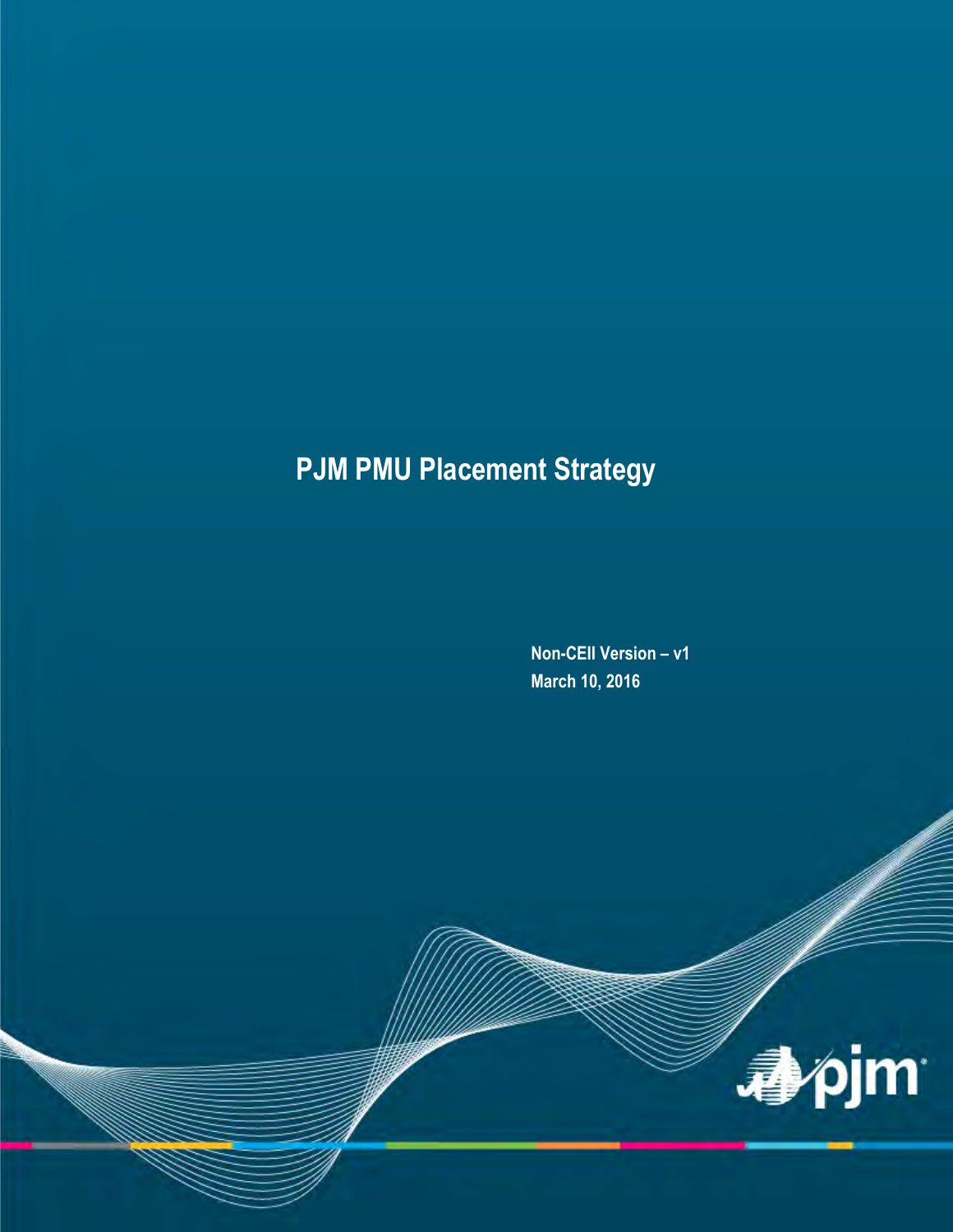# PJM PMU Placement Strategy

**Non-CEII Version – v1**

**March 10, 2016**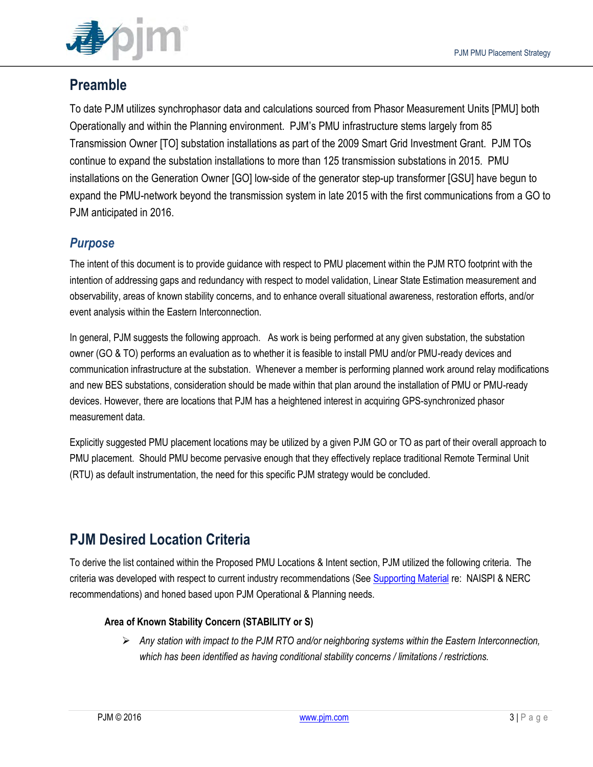## Preamble

To date PJM utilizes synchrophasor data and calculations sourced from Phasor Measurement Units [PMU] both Operationally and within the Planning environment. PJM's PMU infrastructure stems largely from 85 Transmission Owner [TO] substation installations as part of the 2009 Smart Grid Investment Grant. PJM TOs continue to expand the substation installations to more than 125 transmission substations in 2015. PMU installations on the Generation Owner [GO] low-side of the generator step-up transformer [GSU] have begun to expand the PMU-network beyond the transmission system in late 2015 with the first communications from a GO to PJM anticipated in 2016.

### *Purpose*

The intent of this document is to provide guidance with respect to PMU placement within the PJM RTO footprint with the intention of addressing gaps and redundancy with respect to model validation, Linear State Estimation measurement and observability, areas of known stability concerns, and to enhance overall situational awareness, restoration efforts, and/or event analysis within the Eastern Interconnection.

In general, PJM suggests the following approach. As work is being performed at any given substation, the substation owner (GO & TO) performs an evaluation as to whether it is feasible to install PMU and/or PMU-ready devices and communication infrastructure at the substation. Whenever a member is performing planned work around relay modifications and new BES substations, consideration should be made within that plan around the installation of PMU or PMU-ready devices. However, there are locations that PJM has a heightened interest in acquiring GPS-synchronized phasor measurement data.

Explicitly suggested PMU placement locations may be utilized by a given PJM GO or TO as part of their overall approach to PMU placement. Should PMU become pervasive enough that they effectively replace traditional Remote Terminal Unit (RTU) as default instrumentation, the need for this specific PJM strategy would be concluded.

## PJM Desired Location Criteria

To derive the list contained within the Proposed PMU Locations & Intent section, PJM utilized the following criteria. The criteria was developed with respect to current industry recommendations (See Supporting Material re: NAISPI & NERC recommendations) and honed based upon PJM Operational & Planning needs.

**Area of Known Stability Concern (STABILITY or S)**

- *Any station with impact to the PJM RTO and/or neighboring systems within the Eastern Interconnection, which has been identified as having conditional stability concerns / limitations / restrictions.*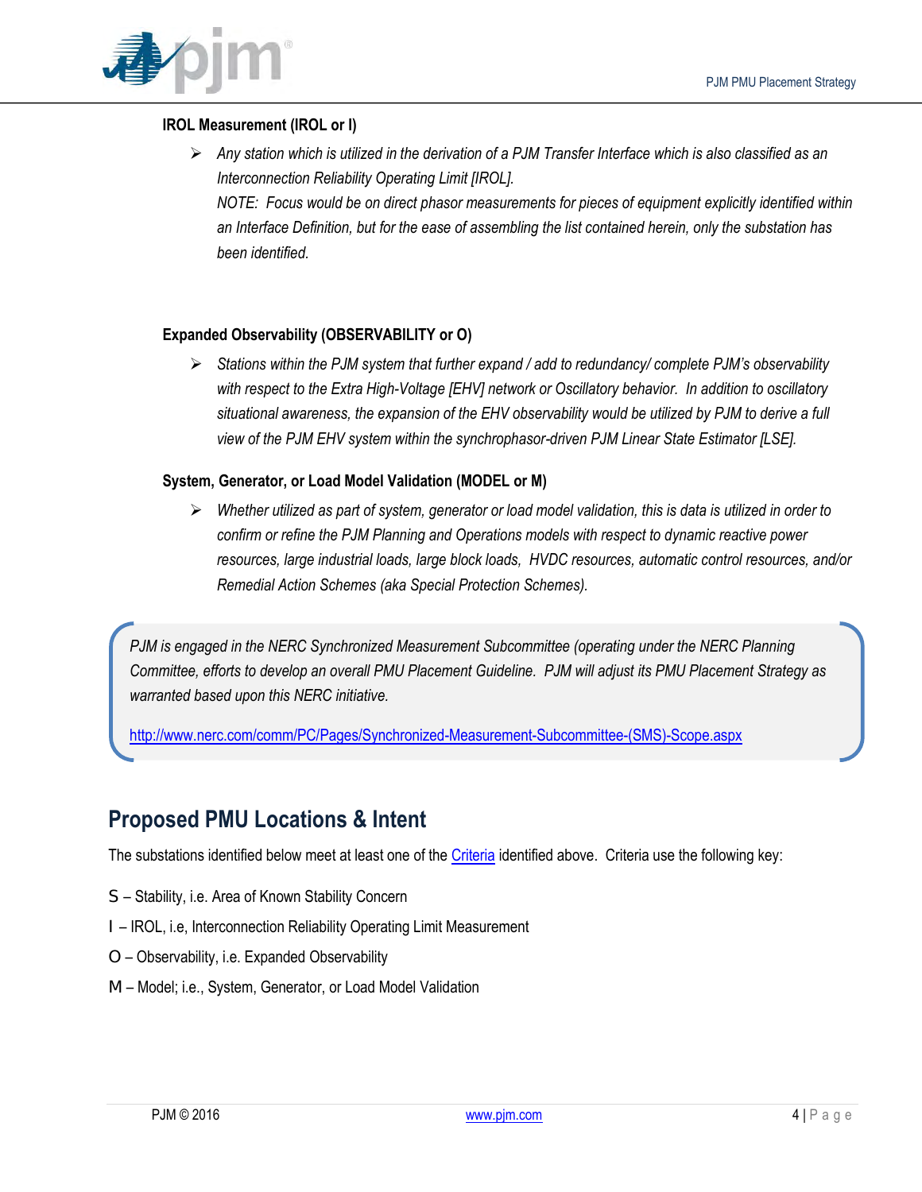**IROL Measurement (IROL or I)**

- *Any station which is utilized in the derivation of a PJM Transfer Interface which is also classified as an Interconnection Reliability Operating Limit [IROL].*
  *NOTE: Focus would be on direct phasor measurements for pieces of equipment explicitly identified within an Interface Definition, but for the ease of assembling the list contained herein, only the substation has been identified.*

**Expanded Observability (OBSERVABILITY or O)**

- *Stations within the PJM system that further expand / add to redundancy/ complete PJM's observability with respect to the Extra High-Voltage [EHV] network or Oscillatory behavior. In addition to oscillatory situational awareness, the expansion of the EHV observability would be utilized by PJM to derive a full view of the PJM EHV system within the synchrophasor-driven PJM Linear State Estimator [LSE].*

**System, Generator, or Load Model Validation (MODEL or M)**

- *Whether utilized as part of system, generator or load model validation, this is data is utilized in order to confirm or refine the PJM Planning and Operations models with respect to dynamic reactive power resources, large industrial loads, large block loads, HVDC resources, automatic control resources, and/or Remedial Action Schemes (aka Special Protection Schemes).*

> *PJM is engaged in the NERC Synchronized Measurement Subcommittee (operating under the NERC Planning Committee, efforts to develop an overall PMU Placement Guideline. PJM will adjust its PMU Placement Strategy as warranted based upon this NERC initiative.*
>
> http://www.nerc.com/comm/PC/Pages/Synchronized-Measurement-Subcommittee-(SMS)-Scope.aspx

## Proposed PMU Locations & Intent

The substations identified below meet at least one of the Criteria identified above. Criteria use the following key:

S – Stability, i.e. Area of Known Stability Concern

I – IROL, i.e, Interconnection Reliability Operating Limit Measurement

O – Observability, i.e. Expanded Observability

M – Model; i.e., System, Generator, or Load Model Validation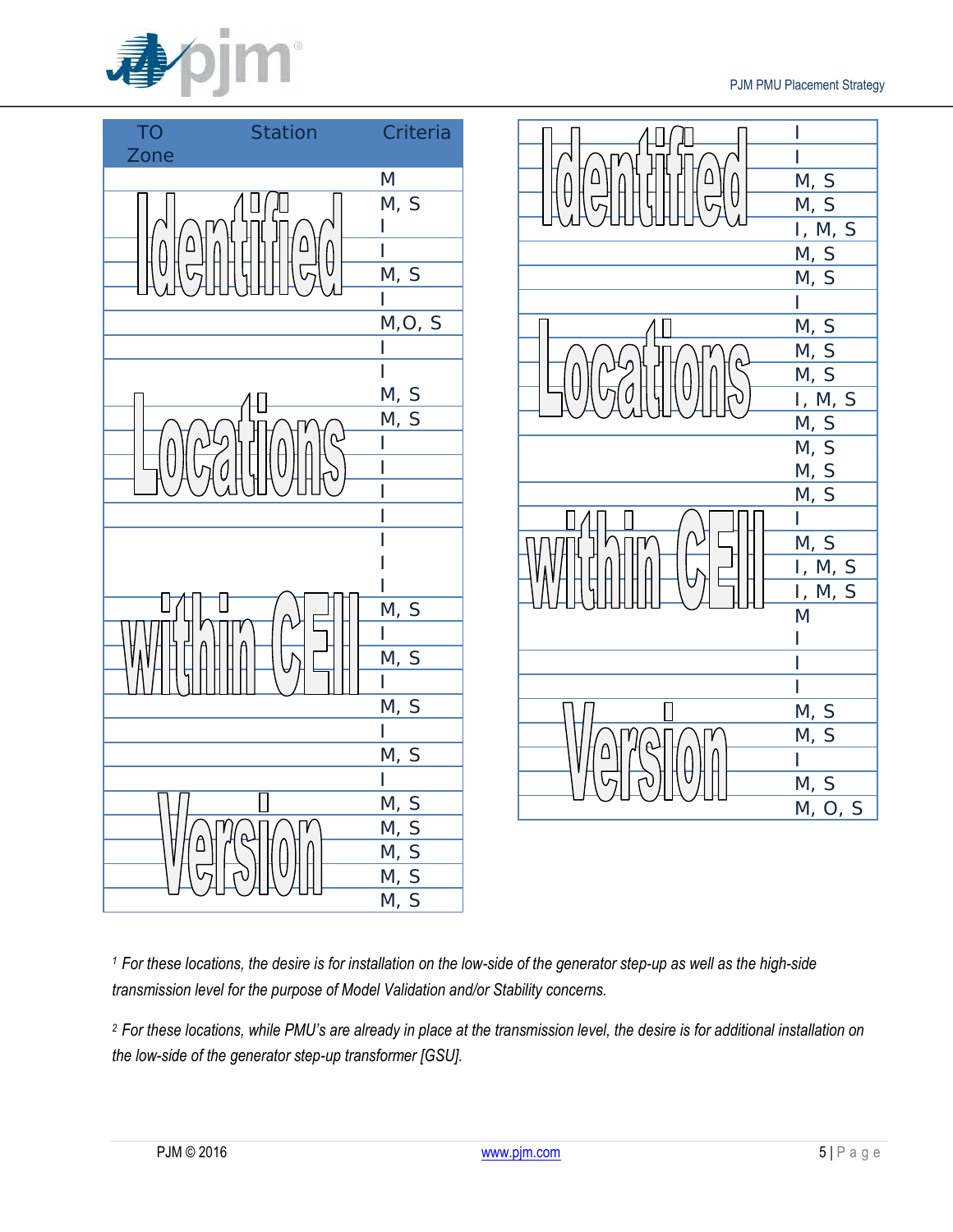Identified Locations within CEII Version

| TO Zone | Station | Criteria |
|---|---|---|
| | | M |
| | | M, S |
| | | I |
| | | I |
| | | M, S |
| | | I |
| | | M,O, S |
| | | I |
| | | I |
| | | M, S |
| | | M, S |
| | | I |
| | | I |
| | | I |
| | | I |
| | | I |
| | | I |
| | | I |
| | | M, S |
| | | I |
| | | M, S |
| | | I |
| | | M, S |
| | | I |
| | | M, S |
| | | I |
| | | M, S |
| | | M, S |
| | | M, S |
| | | M, S |
| | | M, S |
| | | I |
| | | I |
| | | M, S |
| | | M, S |
| | | I, M, S |
| | | M, S |
| | | M, S |
| | | I |
| | | M, S |
| | | M, S |
| | | M, S |
| | | I, M, S |
| | | M, S |
| | | M, S |
| | | M, S |
| | | M, S |
| | | I |
| | | M, S |
| | | I, M, S |
| | | I, M, S |
| | | M |
| | | I |
| | | I |
| | | I |
| | | M, S |
| | | M, S |
| | | I |
| | | M, S |
| | | M, O, S |

[1] *For these locations, the desire is for installation on the low-side of the generator step-up as well as the high-side transmission level for the purpose of Model Validation and/or Stability concerns.*

[2] *For these locations, while PMU's are already in place at the transmission level, the desire is for additional installation on the low-side of the generator step-up transformer [GSU].*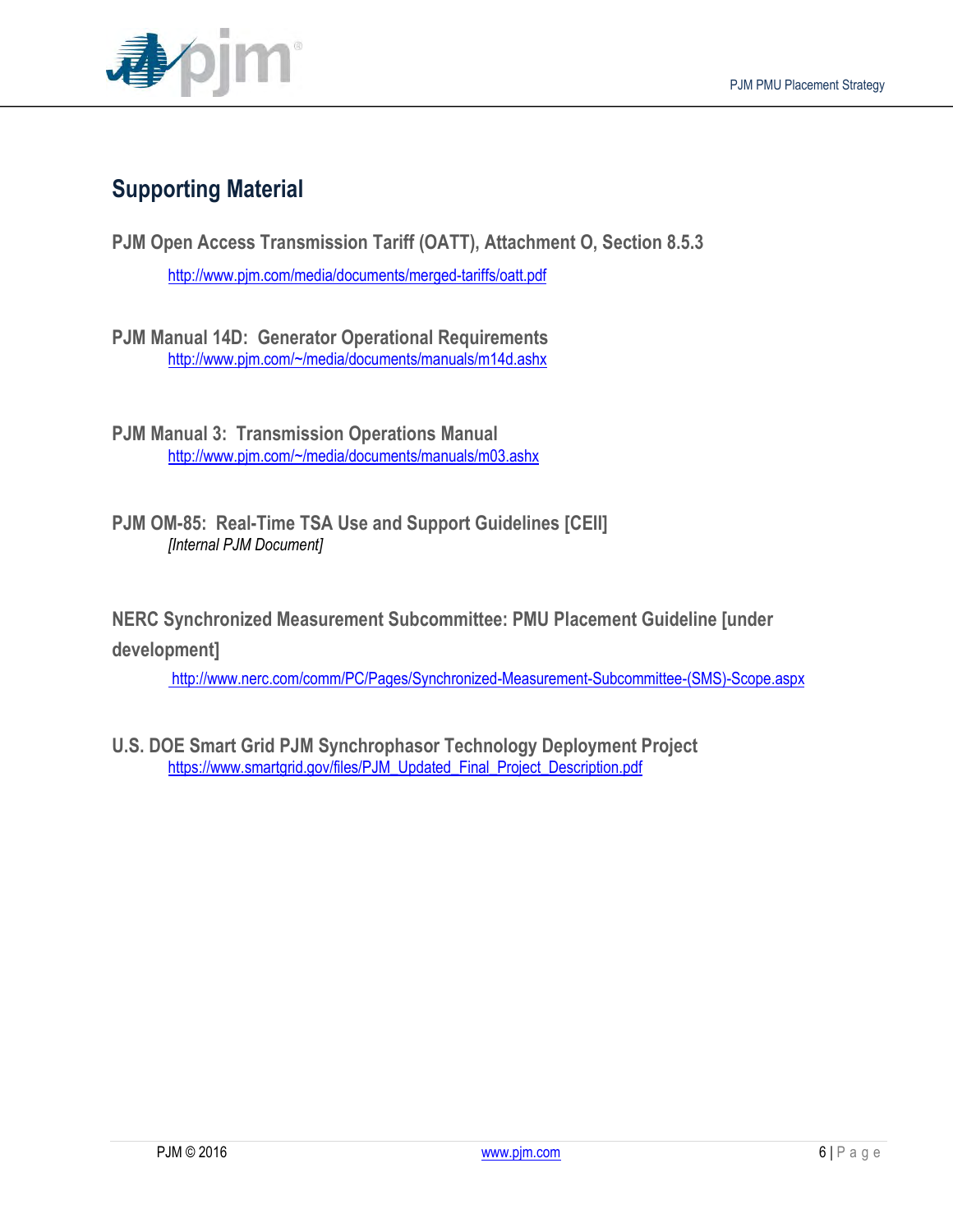## Supporting Material

### PJM Open Access Transmission Tariff (OATT), Attachment O, Section 8.5.3

http://www.pjm.com/media/documents/merged-tariffs/oatt.pdf

### PJM Manual 14D: Generator Operational Requirements

http://www.pjm.com/~/media/documents/manuals/m14d.ashx

### PJM Manual 3: Transmission Operations Manual

http://www.pjm.com/~/media/documents/manuals/m03.ashx

### PJM OM-85: Real-Time TSA Use and Support Guidelines [CEII]

*[Internal PJM Document]*

### NERC Synchronized Measurement Subcommittee: PMU Placement Guideline [under development]

http://www.nerc.com/comm/PC/Pages/Synchronized-Measurement-Subcommittee-(SMS)-Scope.aspx

### U.S. DOE Smart Grid PJM Synchrophasor Technology Deployment Project

https://www.smartgrid.gov/files/PJM_Updated_Final_Project_Description.pdf